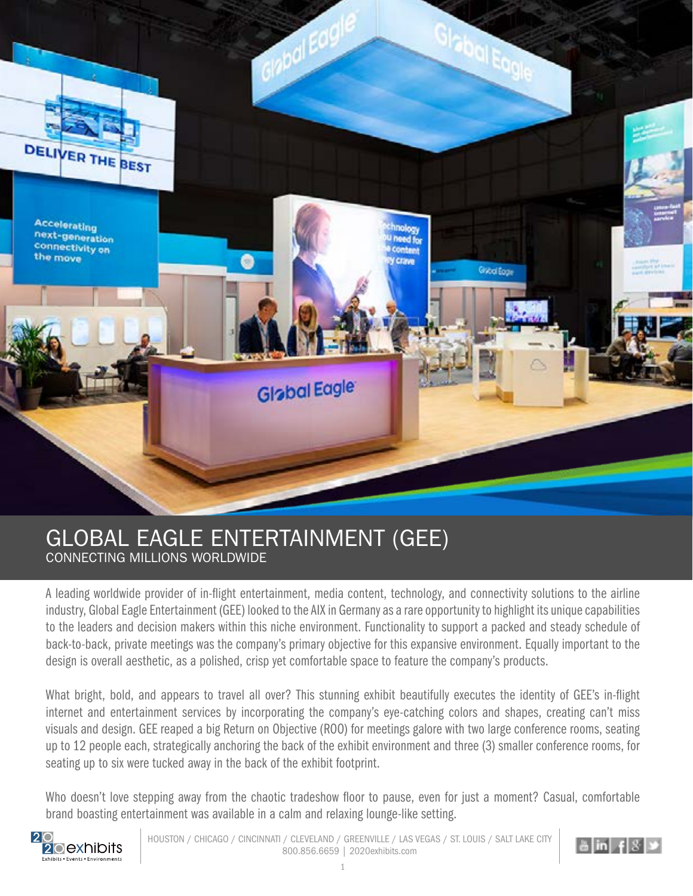# GLOBAL EAGLE ENTERTAINMENT (GEE)

## CONNECTING MILLIONS WORLDWIDE

A leading worldwide provider of in-flight entertainment, media content, technology, and connectivity solutions to the airline industry, Global Eagle Entertainment (GEE) looked to the AIX in Germany as a rare opportunity to highlight its unique capabilities to the leaders and decision makers within this niche environment. Functionality to support a packed and steady schedule of back-to-back, private meetings was the company's primary objective for this expansive environment. Equally important to the design is overall aesthetic, as a polished, crisp yet comfortable space to feature the company's products.

What bright, bold, and appears to travel all over? This stunning exhibit beautifully executes the identity of GEE's in-flight internet and entertainment services by incorporating the company's eye-catching colors and shapes, creating can't miss visuals and design. GEE reaped a big Return on Objective (ROO) for meetings galore with two large conference rooms, seating up to 12 people each, strategically anchoring the back of the exhibit environment and three (3) smaller conference rooms, for seating up to six were tucked away in the back of the exhibit footprint.

Who doesn't love stepping away from the chaotic tradeshow floor to pause, even for just a moment? Casual, comfortable brand boasting entertainment was available in a calm and relaxing lounge-like setting.

HOUSTON / CHICAGO / CINCINNATI / CLEVELAND / GREENVILLE / LAS VEGAS / ST. LOUIS / SALT LAKE CITY
800.856.6659 | 2020exhibits.com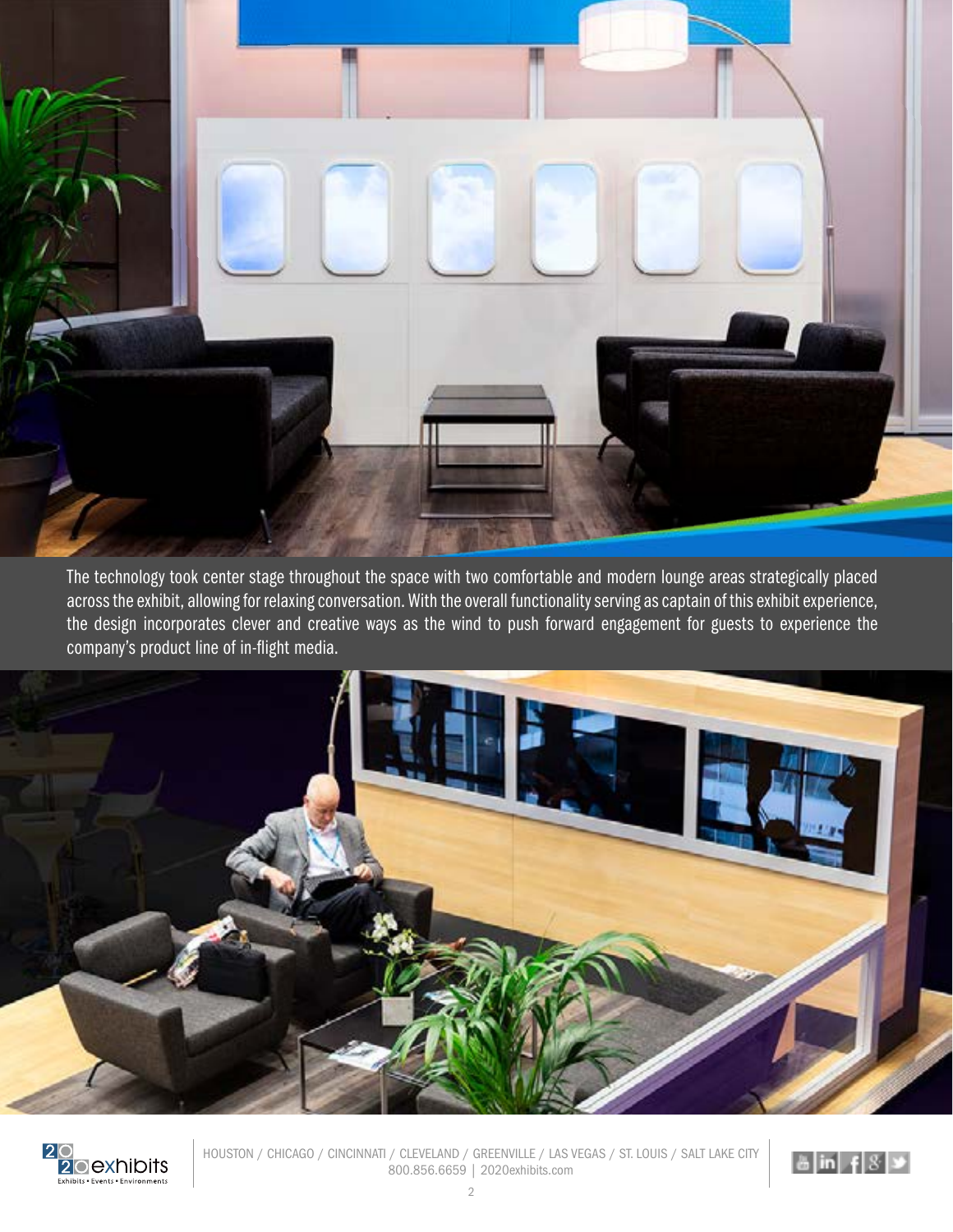The technology took center stage throughout the space with two comfortable and modern lounge areas strategically placed across the exhibit, allowing for relaxing conversation. With the overall functionality serving as captain of this exhibit experience, the design incorporates clever and creative ways as the wind to push forward engagement for guests to experience the company's product line of in-flight media.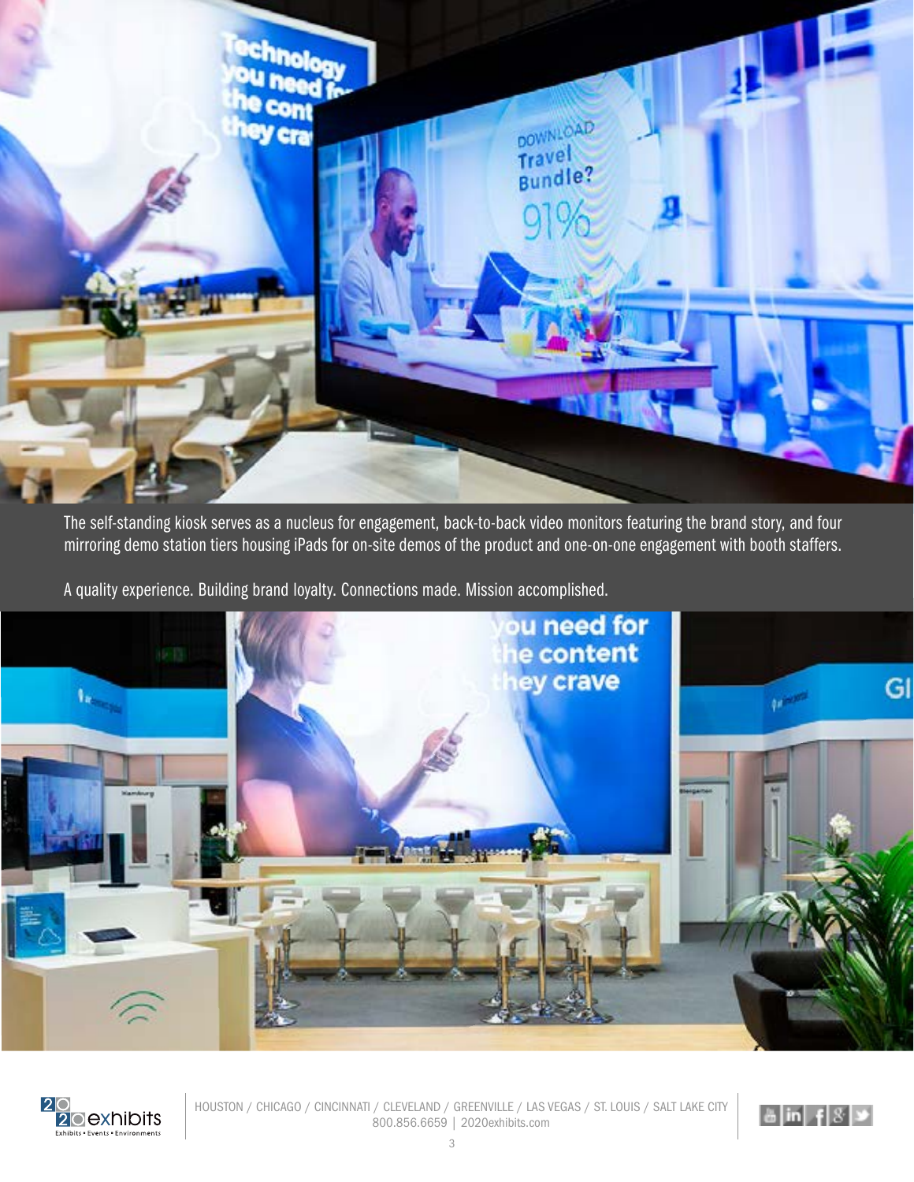The self-standing kiosk serves as a nucleus for engagement, back-to-back video monitors featuring the brand story, and four mirroring demo station tiers housing iPads for on-site demos of the product and one-on-one engagement with booth staffers.

A quality experience. Building brand loyalty. Connections made. Mission accomplished.

HOUSTON / CHICAGO / CINCINNATI / CLEVELAND / GREENVILLE / LAS VEGAS / ST. LOUIS / SALT LAKE CITY
800.856.6659 | 2020exhibits.com